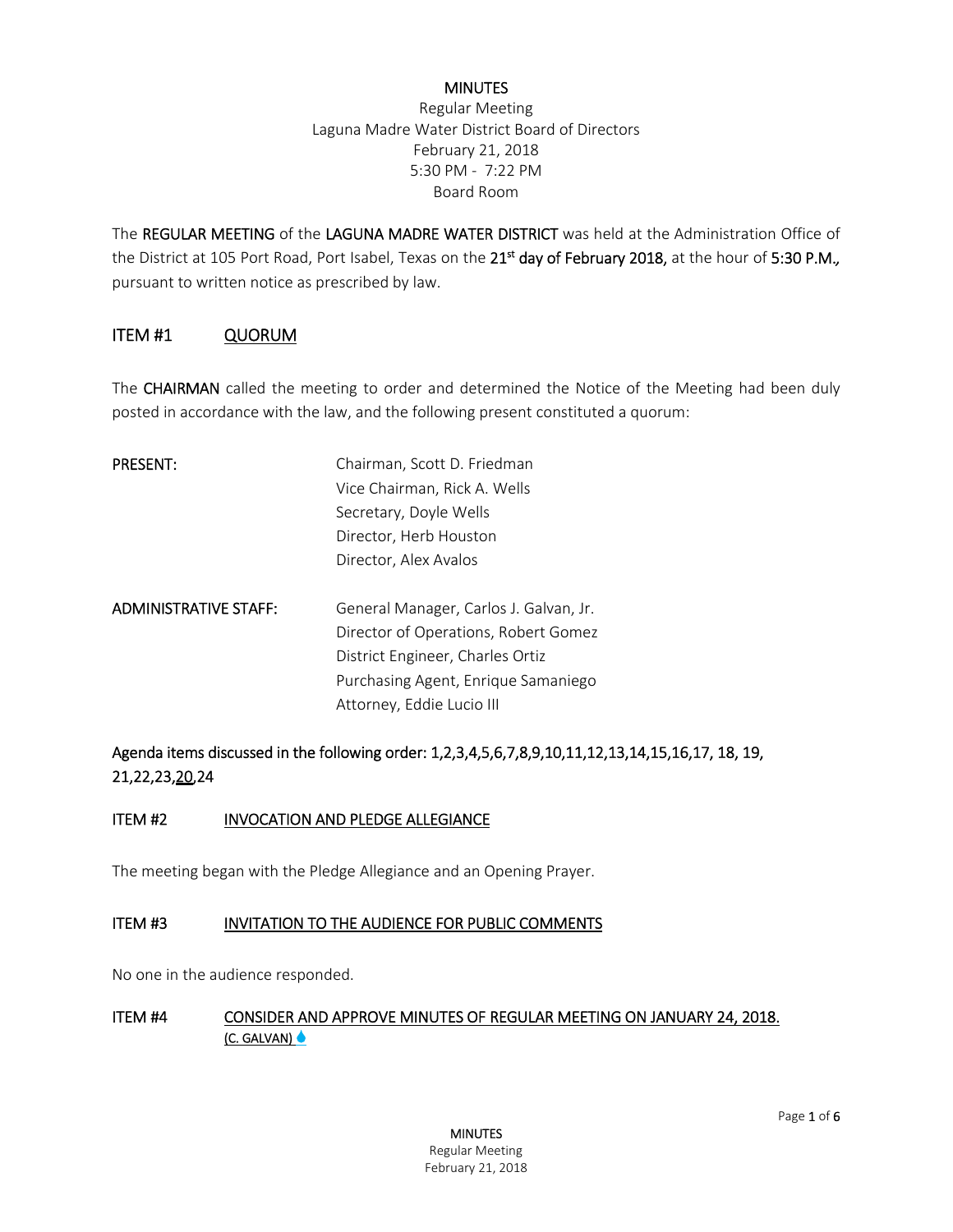# MINUTES

Regular Meeting
Laguna Madre Water District Board of Directors
February 21, 2018
5:30 PM - 7:22 PM
Board Room

The **REGULAR MEETING** of the **LAGUNA MADRE WATER DISTRICT** was held at the Administration Office of the District at 105 Port Road, Port Isabel, Texas on the **21st day of February 2018,** at the hour of **5:30 P.M.,** pursuant to written notice as prescribed by law.

## ITEM #1 QUORUM

The **CHAIRMAN** called the meeting to order and determined the Notice of the Meeting had been duly posted in accordance with the law, and the following present constituted a quorum:

| | |
|---|---|
| **PRESENT:** | Chairman, Scott D. Friedman |
| | Vice Chairman, Rick A. Wells |
| | Secretary, Doyle Wells |
| | Director, Herb Houston |
| | Director, Alex Avalos |
| **ADMINISTRATIVE STAFF:** | General Manager, Carlos J. Galvan, Jr. |
| | Director of Operations, Robert Gomez |
| | District Engineer, Charles Ortiz |
| | Purchasing Agent, Enrique Samaniego |
| | Attorney, Eddie Lucio III |

**Agenda items discussed in the following order: 1,2,3,4,5,6,7,8,9,10,11,12,13,14,15,16,17, 18, 19, 21,22,23,20,24**

## ITEM #2 INVOCATION AND PLEDGE ALLEGIANCE

The meeting began with the Pledge Allegiance and an Opening Prayer.

## ITEM #3 INVITATION TO THE AUDIENCE FOR PUBLIC COMMENTS

No one in the audience responded.

## ITEM #4 CONSIDER AND APPROVE MINUTES OF REGULAR MEETING ON JANUARY 24, 2018. (C. GALVAN)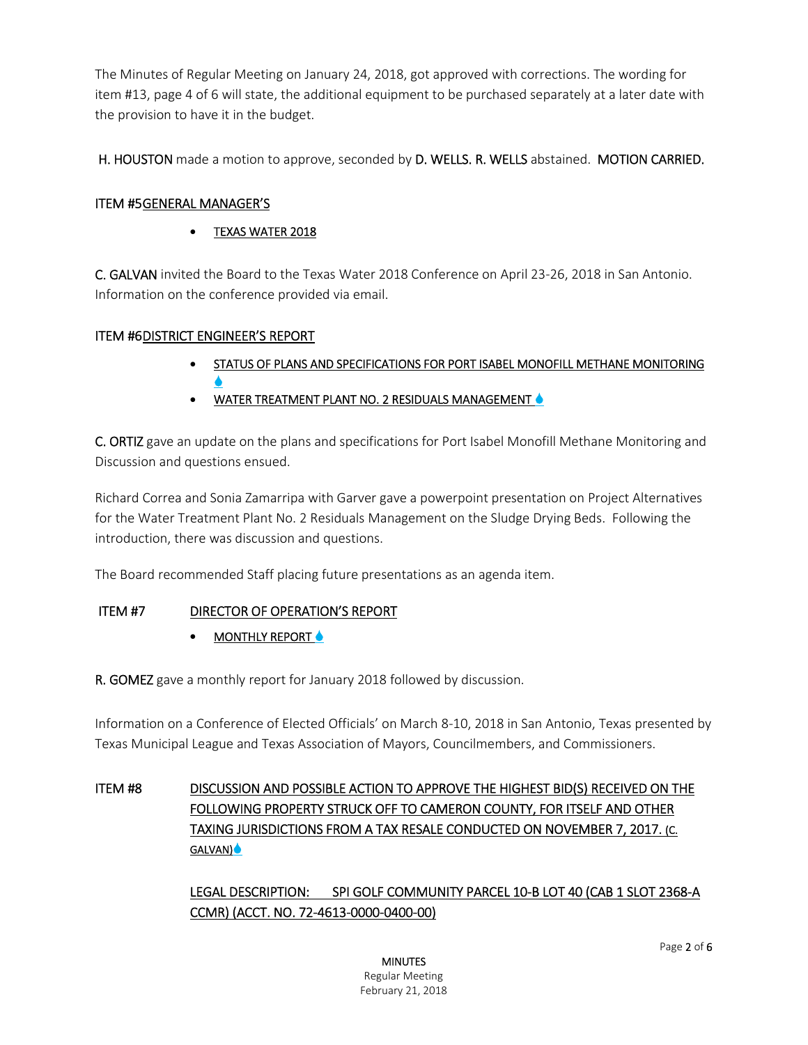The Minutes of Regular Meeting on January 24, 2018, got approved with corrections. The wording for item #13, page 4 of 6 will state, the additional equipment to be purchased separately at a later date with the provision to have it in the budget.

H. HOUSTON made a motion to approve, seconded by D. WELLS. R. WELLS abstained. MOTION CARRIED.

## ITEM #5 GENERAL MANAGER'S

- TEXAS WATER 2018

C. GALVAN invited the Board to the Texas Water 2018 Conference on April 23-26, 2018 in San Antonio. Information on the conference provided via email.

## ITEM #6 DISTRICT ENGINEER'S REPORT

- STATUS OF PLANS AND SPECIFICATIONS FOR PORT ISABEL MONOFILL METHANE MONITORING
- WATER TREATMENT PLANT NO. 2 RESIDUALS MANAGEMENT

C. ORTIZ gave an update on the plans and specifications for Port Isabel Monofill Methane Monitoring and Discussion and questions ensued.

Richard Correa and Sonia Zamarripa with Garver gave a powerpoint presentation on Project Alternatives for the Water Treatment Plant No. 2 Residuals Management on the Sludge Drying Beds. Following the introduction, there was discussion and questions.

The Board recommended Staff placing future presentations as an agenda item.

## ITEM #7 DIRECTOR OF OPERATION'S REPORT

- MONTHLY REPORT

R. GOMEZ gave a monthly report for January 2018 followed by discussion.

Information on a Conference of Elected Officials' on March 8-10, 2018 in San Antonio, Texas presented by Texas Municipal League and Texas Association of Mayors, Councilmembers, and Commissioners.

## ITEM #8 DISCUSSION AND POSSIBLE ACTION TO APPROVE THE HIGHEST BID(S) RECEIVED ON THE FOLLOWING PROPERTY STRUCK OFF TO CAMERON COUNTY, FOR ITSELF AND OTHER TAXING JURISDICTIONS FROM A TAX RESALE CONDUCTED ON NOVEMBER 7, 2017. (C. GALVAN)

LEGAL DESCRIPTION: SPI GOLF COMMUNITY PARCEL 10-B LOT 40 (CAB 1 SLOT 2368-A CCMR) (ACCT. NO. 72-4613-0000-0400-00)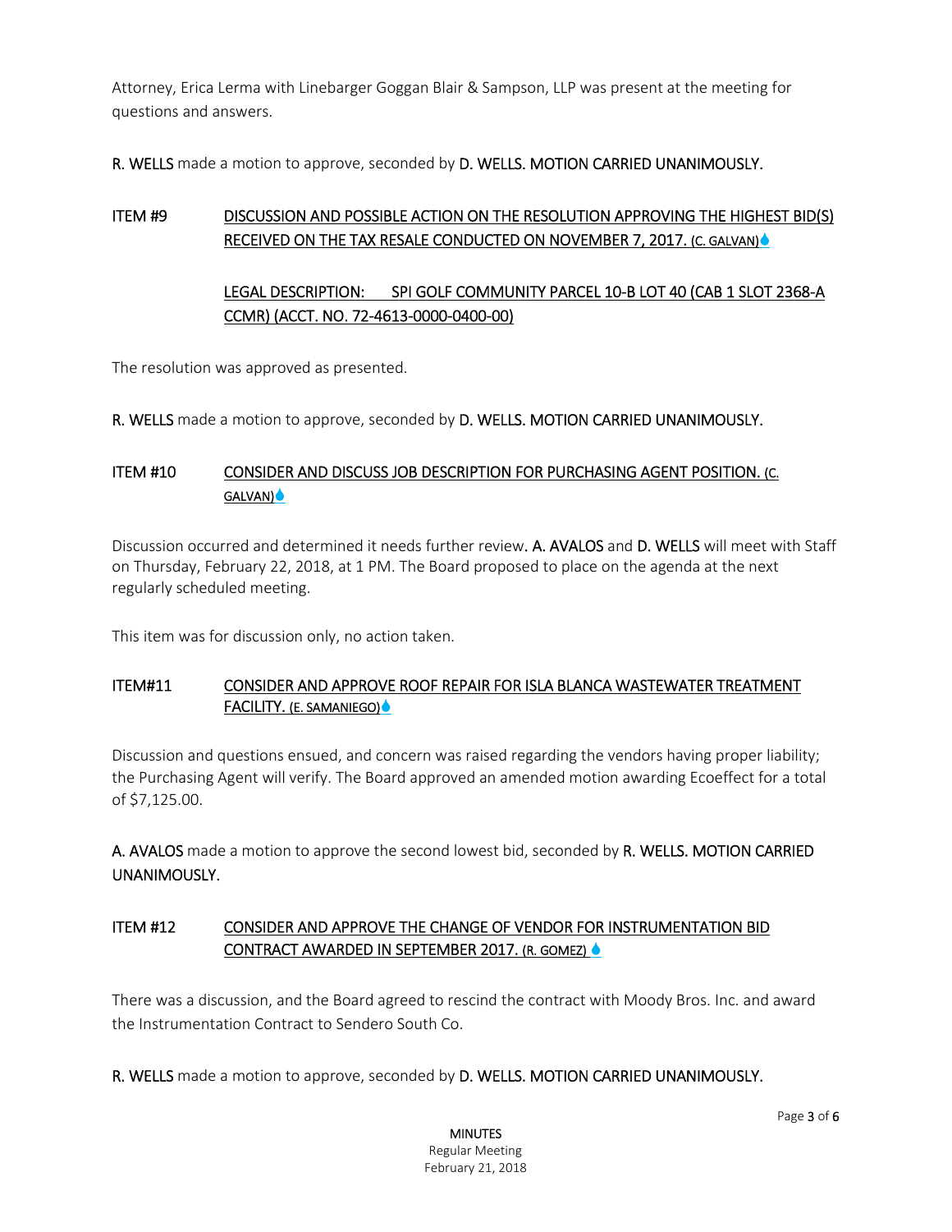Attorney, Erica Lerma with Linebarger Goggan Blair & Sampson, LLP was present at the meeting for questions and answers.

**R. WELLS** made a motion to approve, seconded by **D. WELLS. MOTION CARRIED UNANIMOUSLY.**

**ITEM #9** <u>DISCUSSION AND POSSIBLE ACTION ON THE RESOLUTION APPROVING THE HIGHEST BID(S) RECEIVED ON THE TAX RESALE CONDUCTED ON NOVEMBER 7, 2017. (C. GALVAN)</u>

<u>LEGAL DESCRIPTION: SPI GOLF COMMUNITY PARCEL 10-B LOT 40 (CAB 1 SLOT 2368-A CCMR) (ACCT. NO. 72-4613-0000-0400-00)</u>

The resolution was approved as presented.

**R. WELLS** made a motion to approve, seconded by **D. WELLS. MOTION CARRIED UNANIMOUSLY.**

**ITEM #10** <u>CONSIDER AND DISCUSS JOB DESCRIPTION FOR PURCHASING AGENT POSITION. (C. GALVAN)</u>

Discussion occurred and determined it needs further review. **A. AVALOS** and **D. WELLS** will meet with Staff on Thursday, February 22, 2018, at 1 PM. The Board proposed to place on the agenda at the next regularly scheduled meeting.

This item was for discussion only, no action taken.

**ITEM#11** <u>CONSIDER AND APPROVE ROOF REPAIR FOR ISLA BLANCA WASTEWATER TREATMENT FACILITY. (E. SAMANIEGO)</u>

Discussion and questions ensued, and concern was raised regarding the vendors having proper liability; the Purchasing Agent will verify. The Board approved an amended motion awarding Ecoeffect for a total of $7,125.00.

**A. AVALOS** made a motion to approve the second lowest bid, seconded by **R. WELLS. MOTION CARRIED UNANIMOUSLY.**

**ITEM #12** <u>CONSIDER AND APPROVE THE CHANGE OF VENDOR FOR INSTRUMENTATION BID CONTRACT AWARDED IN SEPTEMBER 2017. (R. GOMEZ)</u>

There was a discussion, and the Board agreed to rescind the contract with Moody Bros. Inc. and award the Instrumentation Contract to Sendero South Co.

**R. WELLS** made a motion to approve, seconded by **D. WELLS. MOTION CARRIED UNANIMOUSLY.**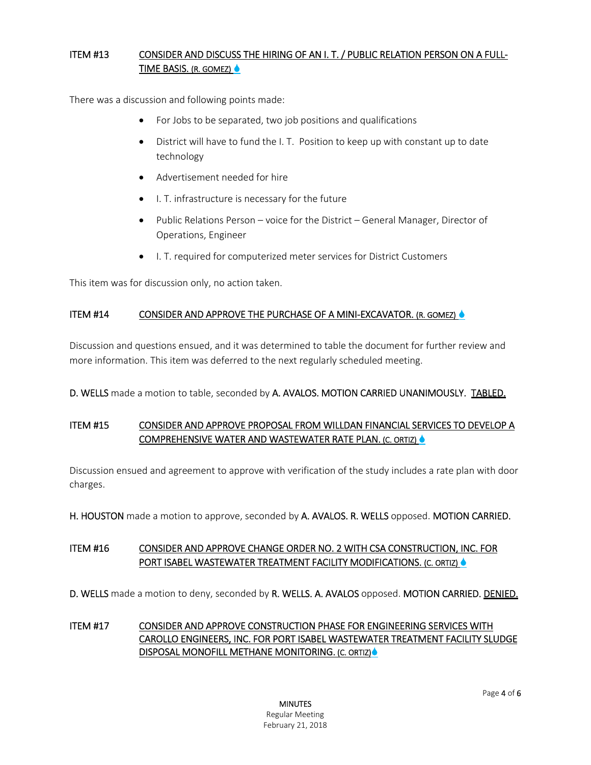**ITEM #13** **CONSIDER AND DISCUSS THE HIRING OF AN I. T. / PUBLIC RELATION PERSON ON A FULL-TIME BASIS. (R. GOMEZ)**

There was a discussion and following points made:

- For Jobs to be separated, two job positions and qualifications
- District will have to fund the I. T. Position to keep up with constant up to date technology
- Advertisement needed for hire
- I. T. infrastructure is necessary for the future
- Public Relations Person – voice for the District – General Manager, Director of Operations, Engineer
- I. T. required for computerized meter services for District Customers

This item was for discussion only, no action taken.

**ITEM #14** **CONSIDER AND APPROVE THE PURCHASE OF A MINI-EXCAVATOR. (R. GOMEZ)**

Discussion and questions ensued, and it was determined to table the document for further review and more information. This item was deferred to the next regularly scheduled meeting.

D. WELLS made a motion to table, seconded by A. AVALOS. MOTION CARRIED UNANIMOUSLY. TABLED.

**ITEM #15** **CONSIDER AND APPROVE PROPOSAL FROM WILLDAN FINANCIAL SERVICES TO DEVELOP A COMPREHENSIVE WATER AND WASTEWATER RATE PLAN. (C. ORTIZ)**

Discussion ensued and agreement to approve with verification of the study includes a rate plan with door charges.

H. HOUSTON made a motion to approve, seconded by A. AVALOS. R. WELLS opposed. MOTION CARRIED.

**ITEM #16** **CONSIDER AND APPROVE CHANGE ORDER NO. 2 WITH CSA CONSTRUCTION, INC. FOR PORT ISABEL WASTEWATER TREATMENT FACILITY MODIFICATIONS. (C. ORTIZ)**

D. WELLS made a motion to deny, seconded by R. WELLS. A. AVALOS opposed. MOTION CARRIED. DENIED.

**ITEM #17** **CONSIDER AND APPROVE CONSTRUCTION PHASE FOR ENGINEERING SERVICES WITH CAROLLO ENGINEERS, INC. FOR PORT ISABEL WASTEWATER TREATMENT FACILITY SLUDGE DISPOSAL MONOFILL METHANE MONITORING. (C. ORTIZ)**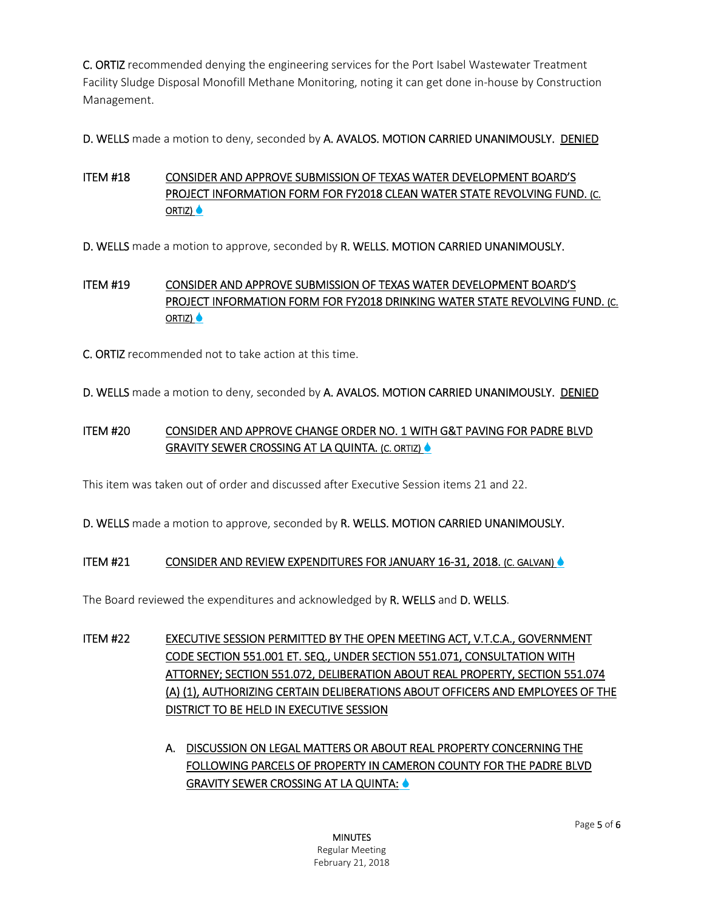**C. ORTIZ** recommended denying the engineering services for the Port Isabel Wastewater Treatment Facility Sludge Disposal Monofill Methane Monitoring, noting it can get done in-house by Construction Management.

**D. WELLS** made a motion to deny, seconded by **A. AVALOS. MOTION CARRIED UNANIMOUSLY.** DENIED

**ITEM #18** CONSIDER AND APPROVE SUBMISSION OF TEXAS WATER DEVELOPMENT BOARD'S PROJECT INFORMATION FORM FOR FY2018 CLEAN WATER STATE REVOLVING FUND. (C. ORTIZ)

**D. WELLS** made a motion to approve, seconded by **R. WELLS. MOTION CARRIED UNANIMOUSLY.**

**ITEM #19** CONSIDER AND APPROVE SUBMISSION OF TEXAS WATER DEVELOPMENT BOARD'S PROJECT INFORMATION FORM FOR FY2018 DRINKING WATER STATE REVOLVING FUND. (C. ORTIZ)

**C. ORTIZ** recommended not to take action at this time.

**D. WELLS** made a motion to deny, seconded by **A. AVALOS. MOTION CARRIED UNANIMOUSLY.** DENIED

**ITEM #20** CONSIDER AND APPROVE CHANGE ORDER NO. 1 WITH G&T PAVING FOR PADRE BLVD GRAVITY SEWER CROSSING AT LA QUINTA. (C. ORTIZ)

This item was taken out of order and discussed after Executive Session items 21 and 22.

**D. WELLS** made a motion to approve, seconded by **R. WELLS. MOTION CARRIED UNANIMOUSLY.**

**ITEM #21** CONSIDER AND REVIEW EXPENDITURES FOR JANUARY 16-31, 2018. (C. GALVAN)

The Board reviewed the expenditures and acknowledged by **R. WELLS** and **D. WELLS**.

**ITEM #22** EXECUTIVE SESSION PERMITTED BY THE OPEN MEETING ACT, V.T.C.A., GOVERNMENT CODE SECTION 551.001 ET. SEQ., UNDER SECTION 551.071, CONSULTATION WITH ATTORNEY; SECTION 551.072, DELIBERATION ABOUT REAL PROPERTY, SECTION 551.074 (A) (1), AUTHORIZING CERTAIN DELIBERATIONS ABOUT OFFICERS AND EMPLOYEES OF THE DISTRICT TO BE HELD IN EXECUTIVE SESSION

A. DISCUSSION ON LEGAL MATTERS OR ABOUT REAL PROPERTY CONCERNING THE FOLLOWING PARCELS OF PROPERTY IN CAMERON COUNTY FOR THE PADRE BLVD GRAVITY SEWER CROSSING AT LA QUINTA: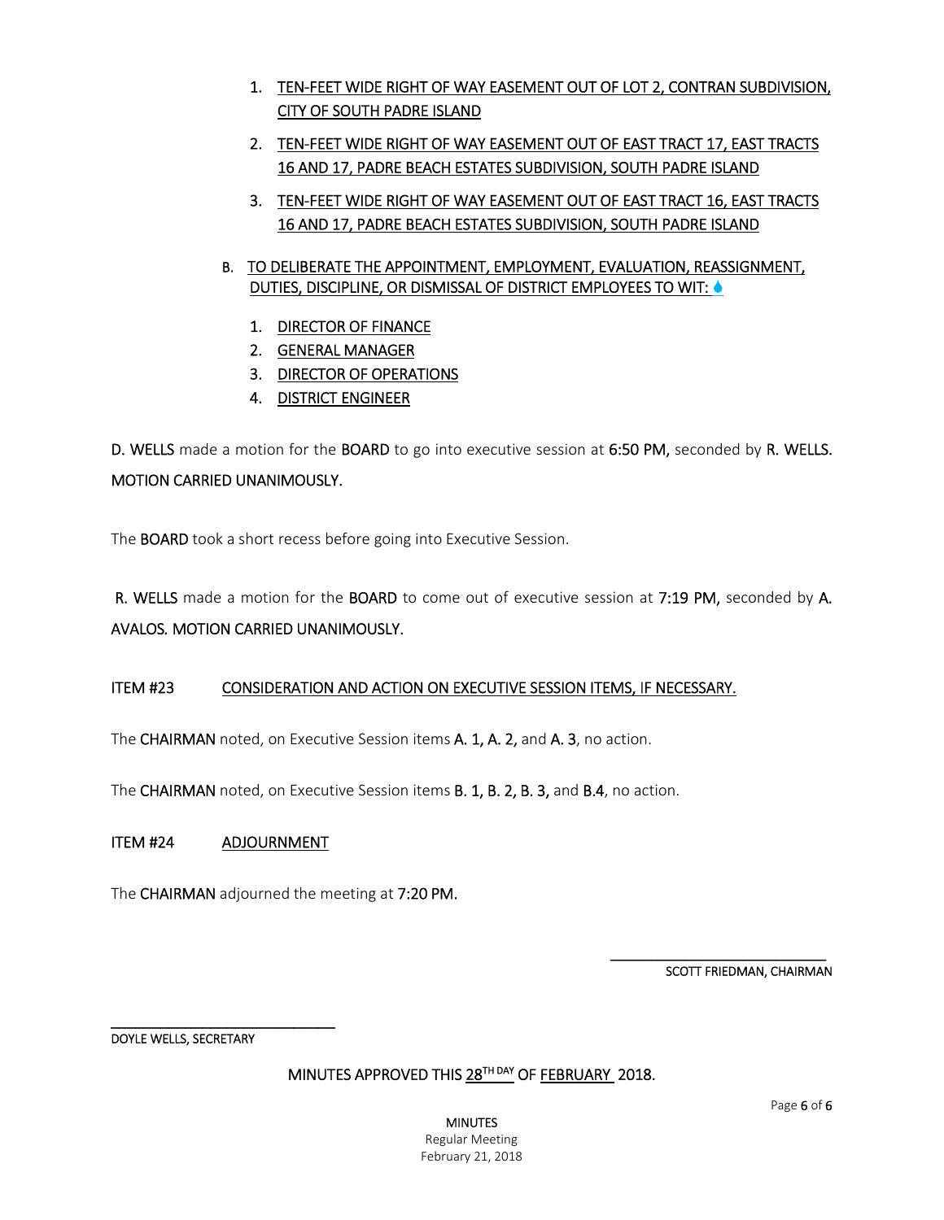1. TEN-FEET WIDE RIGHT OF WAY EASEMENT OUT OF LOT 2, CONTRAN SUBDIVISION, CITY OF SOUTH PADRE ISLAND
2. TEN-FEET WIDE RIGHT OF WAY EASEMENT OUT OF EAST TRACT 17, EAST TRACTS 16 AND 17, PADRE BEACH ESTATES SUBDIVISION, SOUTH PADRE ISLAND
3. TEN-FEET WIDE RIGHT OF WAY EASEMENT OUT OF EAST TRACT 16, EAST TRACTS 16 AND 17, PADRE BEACH ESTATES SUBDIVISION, SOUTH PADRE ISLAND

B. TO DELIBERATE THE APPOINTMENT, EMPLOYMENT, EVALUATION, REASSIGNMENT, DUTIES, DISCIPLINE, OR DISMISSAL OF DISTRICT EMPLOYEES TO WIT:

1. DIRECTOR OF FINANCE
2. GENERAL MANAGER
3. DIRECTOR OF OPERATIONS
4. DISTRICT ENGINEER

**D. WELLS** made a motion for the **BOARD** to go into executive session at **6:50 PM,** seconded by **R. WELLS. MOTION CARRIED UNANIMOUSLY.**

The **BOARD** took a short recess before going into Executive Session.

**R. WELLS** made a motion for the **BOARD** to come out of executive session at **7:19 PM,** seconded by **A. AVALOS. MOTION CARRIED UNANIMOUSLY.**

## ITEM #23 CONSIDERATION AND ACTION ON EXECUTIVE SESSION ITEMS, IF NECESSARY.

The **CHAIRMAN** noted, on Executive Session items **A. 1, A. 2,** and **A. 3**, no action.

The **CHAIRMAN** noted, on Executive Session items **B. 1, B. 2, B. 3,** and **B.4**, no action.

## ITEM #24 ADJOURNMENT

The **CHAIRMAN** adjourned the meeting at **7:20 PM.**

\_\_\_\_\_\_\_\_\_\_\_\_\_\_\_\_\_\_\_\_\_\_\_\_\_\_\_\_
SCOTT FRIEDMAN, CHAIRMAN

\_\_\_\_\_\_\_\_\_\_\_\_\_\_\_\_\_\_\_\_\_\_\_\_\_\_\_\_
DOYLE WELLS, SECRETARY

MINUTES APPROVED THIS 28TH DAY OF FEBRUARY 2018.

MINUTES
Regular Meeting
February 21, 2018